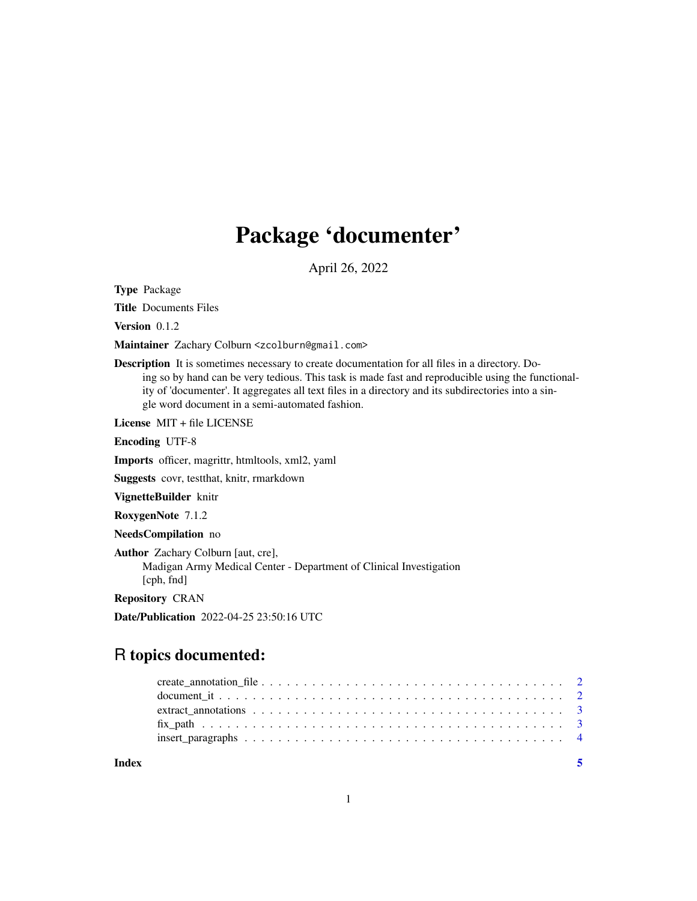# Package 'documenter'

April 26, 2022

**Type** Package

**Title** Documents Files

**Version** 0.1.2

**Maintainer** Zachary Colburn <zcolburn@gmail.com>

**Description** It is sometimes necessary to create documentation for all files in a directory. Doing so by hand can be very tedious. This task is made fast and reproducible using the functionality of 'documenter'. It aggregates all text files in a directory and its subdirectories into a single word document in a semi-automated fashion.

**License** MIT + file LICENSE

**Encoding** UTF-8

**Imports** officer, magrittr, htmltools, xml2, yaml

**Suggests** covr, testthat, knitr, rmarkdown

**VignetteBuilder** knitr

**RoxygenNote** 7.1.2

**NeedsCompilation** no

**Author** Zachary Colburn [aut, cre],
Madigan Army Medical Center - Department of Clinical Investigation [cph, fnd]

**Repository** CRAN

**Date/Publication** 2022-04-25 23:50:16 UTC

## R topics documented:

create_annotation_file . . . . . . . . . . . . . . . . . . . . . . . . . . . . . . . . . . . . 2
document_it . . . . . . . . . . . . . . . . . . . . . . . . . . . . . . . . . . . . . . . . . . 2
extract_annotations . . . . . . . . . . . . . . . . . . . . . . . . . . . . . . . . . . . . . 3
fix_path . . . . . . . . . . . . . . . . . . . . . . . . . . . . . . . . . . . . . . . . . . . . 3
insert_paragraphs . . . . . . . . . . . . . . . . . . . . . . . . . . . . . . . . . . . . . . 4

**Index** **5**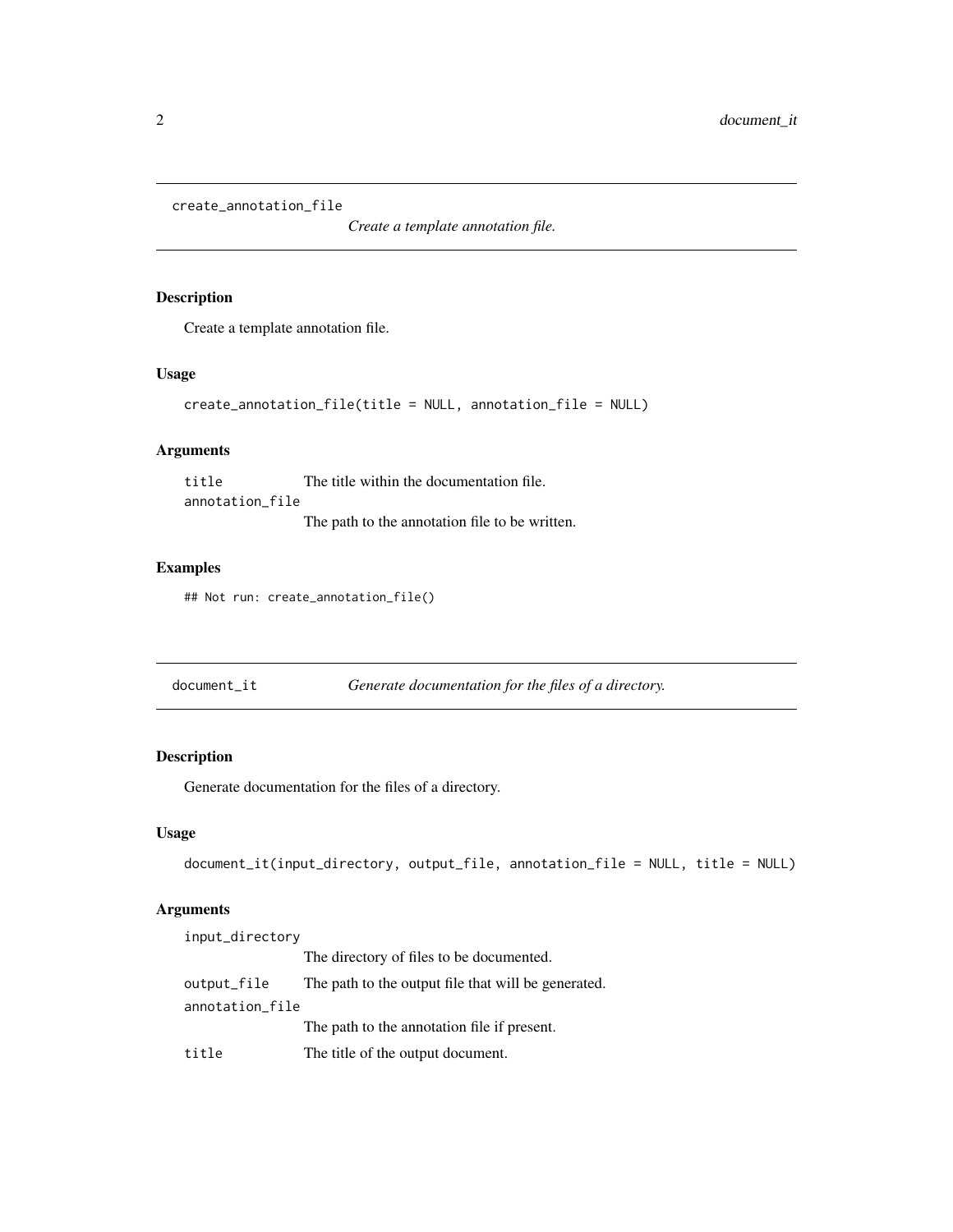## create_annotation_file

*Create a template annotation file.*

### Description

Create a template annotation file.

### Usage

```
create_annotation_file(title = NULL, annotation_file = NULL)
```

### Arguments

| Argument | Description |
| --- | --- |
| `title` | The title within the documentation file. |
| `annotation_file` | The path to the annotation file to be written. |

### Examples

```
## Not run: create_annotation_file()
```

## document_it

*Generate documentation for the files of a directory.*

### Description

Generate documentation for the files of a directory.

### Usage

```
document_it(input_directory, output_file, annotation_file = NULL, title = NULL)
```

### Arguments

| Argument | Description |
| --- | --- |
| `input_directory` | The directory of files to be documented. |
| `output_file` | The path to the output file that will be generated. |
| `annotation_file` | The path to the annotation file if present. |
| `title` | The title of the output document. |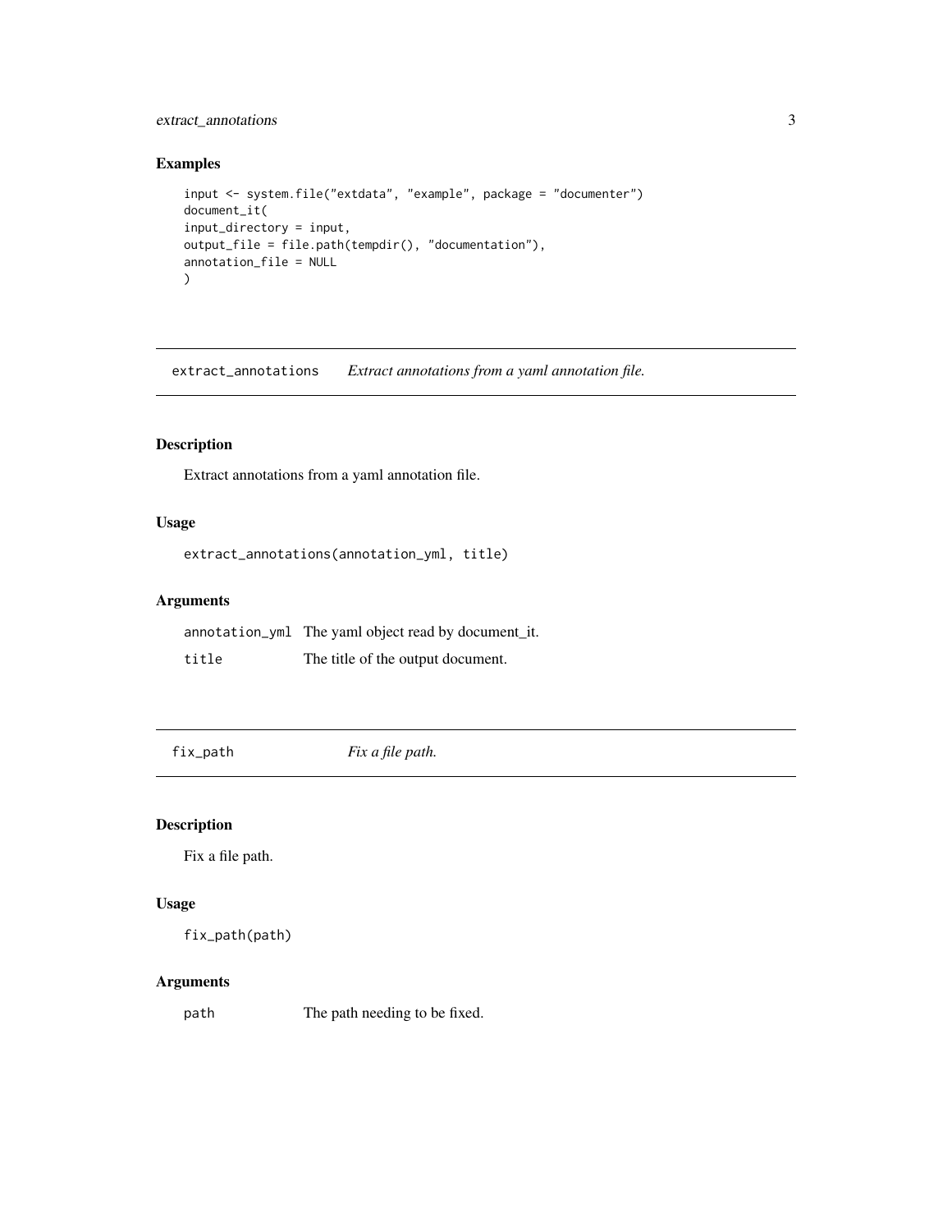## Examples

```
input <- system.file("extdata", "example", package = "documenter")
document_it(
input_directory = input,
output_file = file.path(tempdir(), "documentation"),
annotation_file = NULL
)
```

---

`extract_annotations` *Extract annotations from a yaml annotation file.*

---

## Description

Extract annotations from a yaml annotation file.

## Usage

```
extract_annotations(annotation_yml, title)
```

## Arguments

| | |
|---|---|
| `annotation_yml` | The yaml object read by document_it. |
| `title` | The title of the output document. |

---

`fix_path` *Fix a file path.*

---

## Description

Fix a file path.

## Usage

```
fix_path(path)
```

## Arguments

| | |
|---|---|
| `path` | The path needing to be fixed. |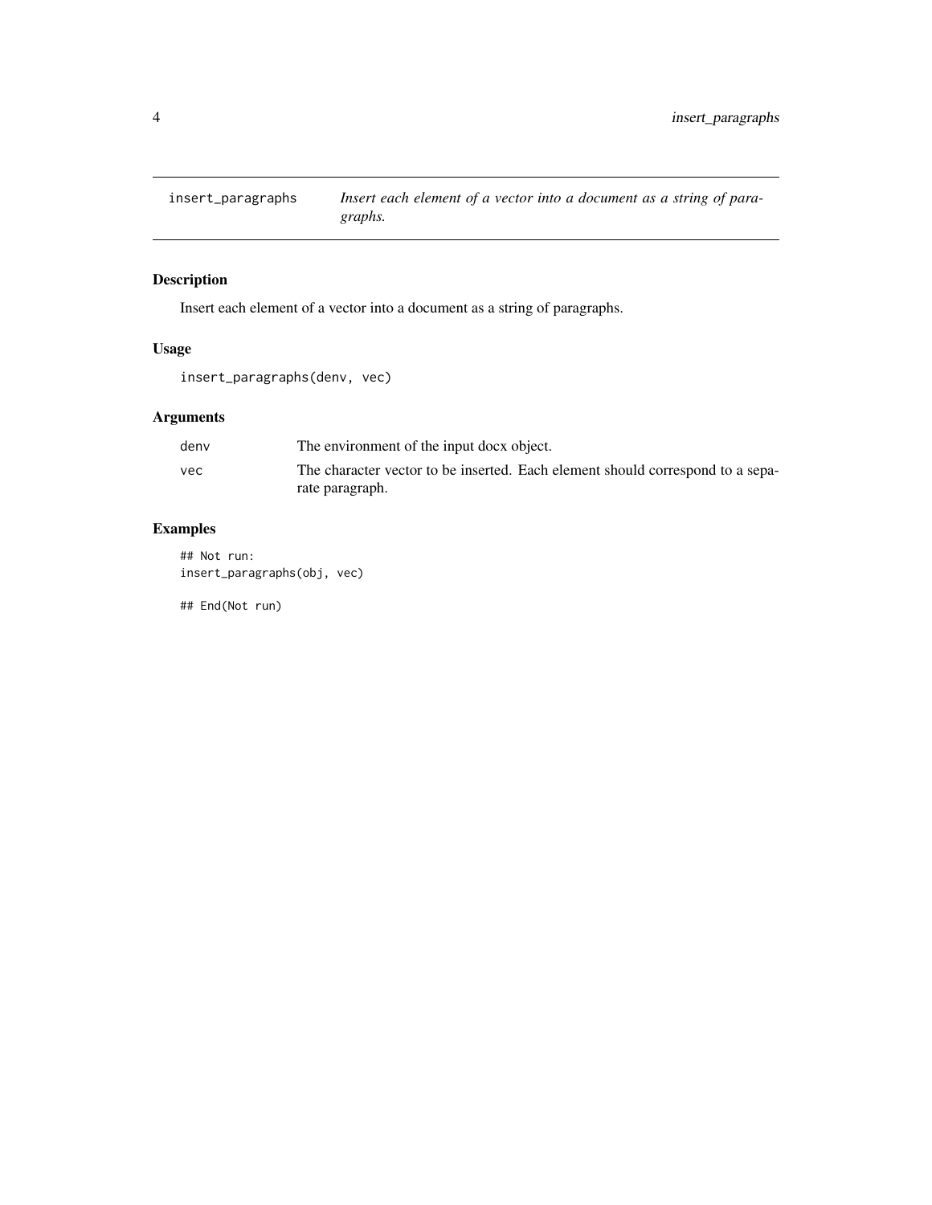insert_paragraphs *Insert each element of a vector into a document as a string of paragraphs.*

## Description

Insert each element of a vector into a document as a string of paragraphs.

## Usage

```
insert_paragraphs(denv, vec)
```

## Arguments

| | |
|---|---|
| denv | The environment of the input docx object. |
| vec | The character vector to be inserted. Each element should correspond to a separate paragraph. |

## Examples

```
## Not run:
insert_paragraphs(obj, vec)

## End(Not run)
```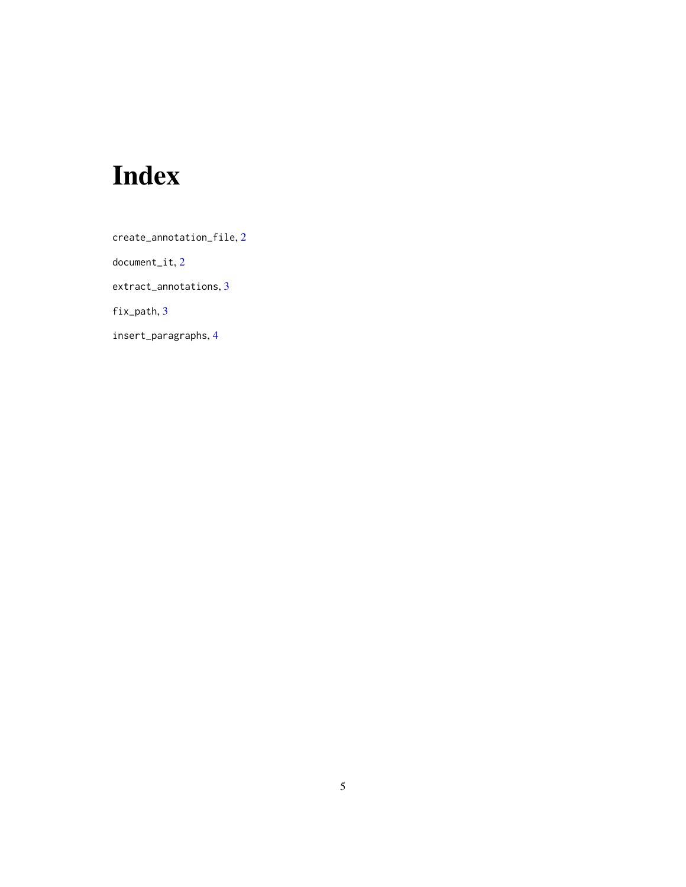# Index

create_annotation_file, 2

document_it, 2

extract_annotations, 3

fix_path, 3

insert_paragraphs, 4